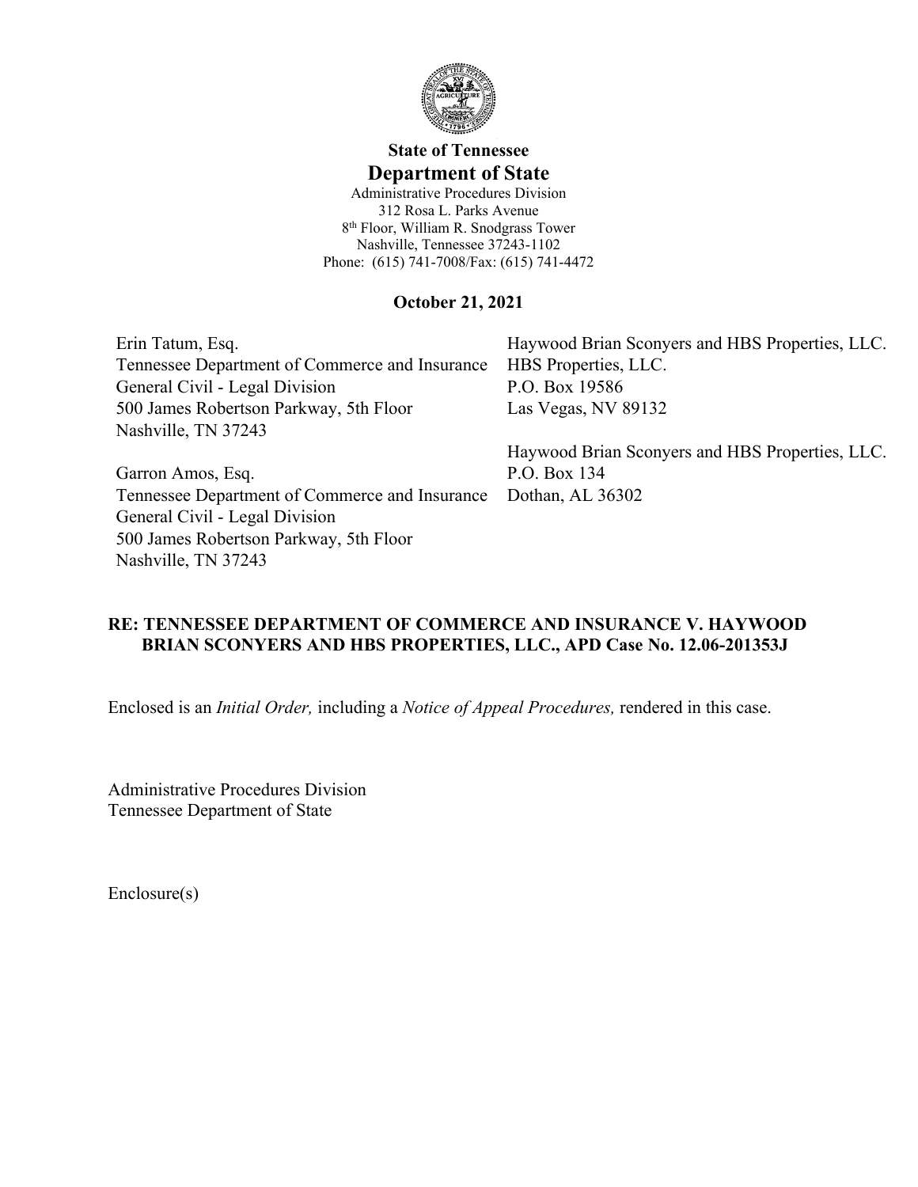**State of Tennessee**

## Department of State

Administrative Procedures Division
312 Rosa L. Parks Avenue
8th Floor, William R. Snodgrass Tower
Nashville, Tennessee 37243-1102
Phone: (615) 741-7008/Fax: (615) 741-4472

**October 21, 2021**

Erin Tatum, Esq.
Tennessee Department of Commerce and Insurance
General Civil - Legal Division
500 James Robertson Parkway, 5th Floor
Nashville, TN 37243

Garron Amos, Esq.
Tennessee Department of Commerce and Insurance
General Civil - Legal Division
500 James Robertson Parkway, 5th Floor
Nashville, TN 37243

Haywood Brian Sconyers and HBS Properties, LLC.
HBS Properties, LLC.
P.O. Box 19586
Las Vegas, NV 89132

Haywood Brian Sconyers and HBS Properties, LLC.
P.O. Box 134
Dothan, AL 36302

**RE: TENNESSEE DEPARTMENT OF COMMERCE AND INSURANCE V. HAYWOOD BRIAN SCONYERS AND HBS PROPERTIES, LLC., APD Case No. 12.06-201353J**

Enclosed is an *Initial Order,* including a *Notice of Appeal Procedures,* rendered in this case.

Administrative Procedures Division
Tennessee Department of State

Enclosure(s)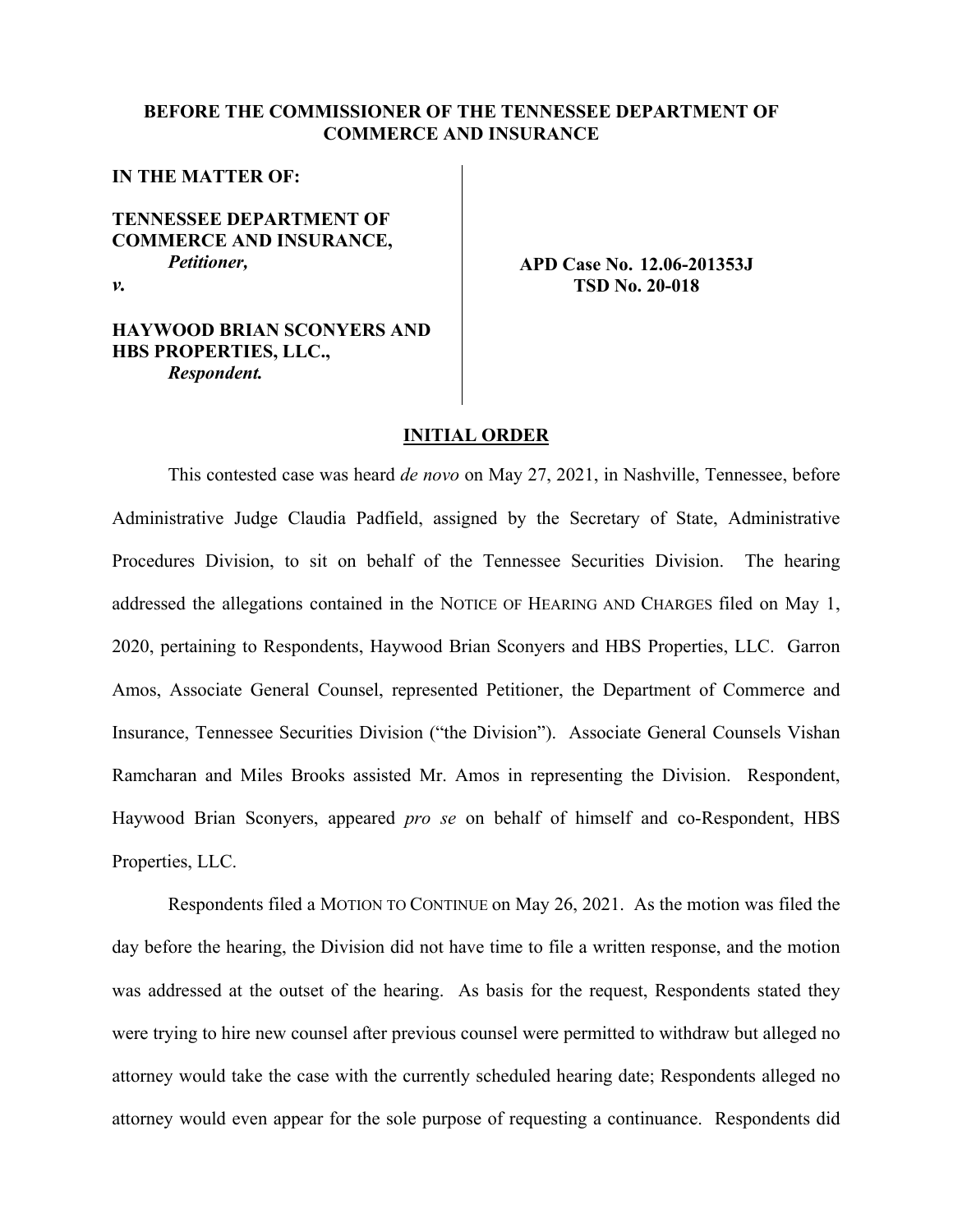**BEFORE THE COMMISSIONER OF THE TENNESSEE DEPARTMENT OF COMMERCE AND INSURANCE**

**IN THE MATTER OF:**

**TENNESSEE DEPARTMENT OF COMMERCE AND INSURANCE,**
***Petitioner,***
***v.***

**HAYWOOD BRIAN SCONYERS AND HBS PROPERTIES, LLC.,**
***Respondent.***

**APD Case No. 12.06-201353J**
**TSD No. 20-018**

## INITIAL ORDER

This contested case was heard *de novo* on May 27, 2021, in Nashville, Tennessee, before Administrative Judge Claudia Padfield, assigned by the Secretary of State, Administrative Procedures Division, to sit on behalf of the Tennessee Securities Division. The hearing addressed the allegations contained in the NOTICE OF HEARING AND CHARGES filed on May 1, 2020, pertaining to Respondents, Haywood Brian Sconyers and HBS Properties, LLC. Garron Amos, Associate General Counsel, represented Petitioner, the Department of Commerce and Insurance, Tennessee Securities Division ("the Division"). Associate General Counsels Vishan Ramcharan and Miles Brooks assisted Mr. Amos in representing the Division. Respondent, Haywood Brian Sconyers, appeared *pro se* on behalf of himself and co-Respondent, HBS Properties, LLC.

Respondents filed a MOTION TO CONTINUE on May 26, 2021. As the motion was filed the day before the hearing, the Division did not have time to file a written response, and the motion was addressed at the outset of the hearing. As basis for the request, Respondents stated they were trying to hire new counsel after previous counsel were permitted to withdraw but alleged no attorney would take the case with the currently scheduled hearing date; Respondents alleged no attorney would even appear for the sole purpose of requesting a continuance. Respondents did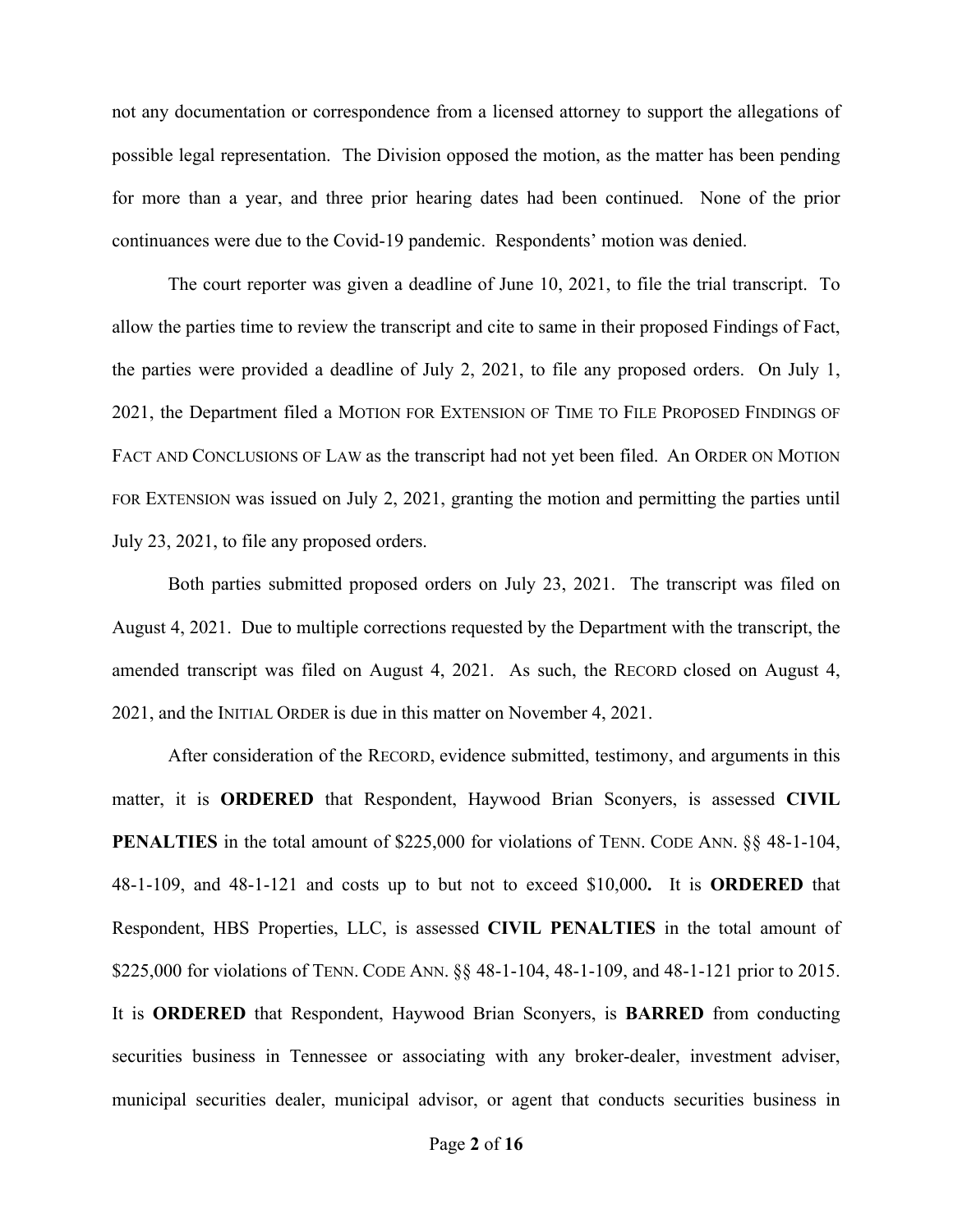not any documentation or correspondence from a licensed attorney to support the allegations of possible legal representation. The Division opposed the motion, as the matter has been pending for more than a year, and three prior hearing dates had been continued. None of the prior continuances were due to the Covid-19 pandemic. Respondents' motion was denied.

The court reporter was given a deadline of June 10, 2021, to file the trial transcript. To allow the parties time to review the transcript and cite to same in their proposed Findings of Fact, the parties were provided a deadline of July 2, 2021, to file any proposed orders. On July 1, 2021, the Department filed a MOTION FOR EXTENSION OF TIME TO FILE PROPOSED FINDINGS OF FACT AND CONCLUSIONS OF LAW as the transcript had not yet been filed. An ORDER ON MOTION FOR EXTENSION was issued on July 2, 2021, granting the motion and permitting the parties until July 23, 2021, to file any proposed orders.

Both parties submitted proposed orders on July 23, 2021. The transcript was filed on August 4, 2021. Due to multiple corrections requested by the Department with the transcript, the amended transcript was filed on August 4, 2021. As such, the RECORD closed on August 4, 2021, and the INITIAL ORDER is due in this matter on November 4, 2021.

After consideration of the RECORD, evidence submitted, testimony, and arguments in this matter, it is **ORDERED** that Respondent, Haywood Brian Sconyers, is assessed **CIVIL PENALTIES** in the total amount of $225,000 for violations of TENN. CODE ANN. §§ 48-1-104, 48-1-109, and 48-1-121 and costs up to but not to exceed $10,000**.** It is **ORDERED** that Respondent, HBS Properties, LLC, is assessed **CIVIL PENALTIES** in the total amount of $225,000 for violations of TENN. CODE ANN. §§ 48-1-104, 48-1-109, and 48-1-121 prior to 2015. It is **ORDERED** that Respondent, Haywood Brian Sconyers, is **BARRED** from conducting securities business in Tennessee or associating with any broker-dealer, investment adviser, municipal securities dealer, municipal advisor, or agent that conducts securities business in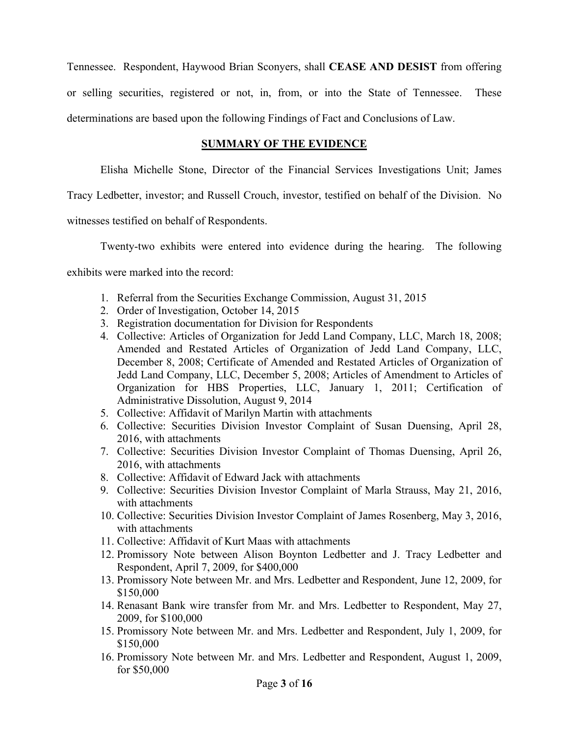Tennessee. Respondent, Haywood Brian Sconyers, shall **CEASE AND DESIST** from offering or selling securities, registered or not, in, from, or into the State of Tennessee. These determinations are based upon the following Findings of Fact and Conclusions of Law.

## SUMMARY OF THE EVIDENCE

Elisha Michelle Stone, Director of the Financial Services Investigations Unit; James Tracy Ledbetter, investor; and Russell Crouch, investor, testified on behalf of the Division. No witnesses testified on behalf of Respondents.

Twenty-two exhibits were entered into evidence during the hearing. The following exhibits were marked into the record:

1. Referral from the Securities Exchange Commission, August 31, 2015
2. Order of Investigation, October 14, 2015
3. Registration documentation for Division for Respondents
4. Collective: Articles of Organization for Jedd Land Company, LLC, March 18, 2008; Amended and Restated Articles of Organization of Jedd Land Company, LLC, December 8, 2008; Certificate of Amended and Restated Articles of Organization of Jedd Land Company, LLC, December 5, 2008; Articles of Amendment to Articles of Organization for HBS Properties, LLC, January 1, 2011; Certification of Administrative Dissolution, August 9, 2014
5. Collective: Affidavit of Marilyn Martin with attachments
6. Collective: Securities Division Investor Complaint of Susan Duensing, April 28, 2016, with attachments
7. Collective: Securities Division Investor Complaint of Thomas Duensing, April 26, 2016, with attachments
8. Collective: Affidavit of Edward Jack with attachments
9. Collective: Securities Division Investor Complaint of Marla Strauss, May 21, 2016, with attachments
10. Collective: Securities Division Investor Complaint of James Rosenberg, May 3, 2016, with attachments
11. Collective: Affidavit of Kurt Maas with attachments
12. Promissory Note between Alison Boynton Ledbetter and J. Tracy Ledbetter and Respondent, April 7, 2009, for $400,000
13. Promissory Note between Mr. and Mrs. Ledbetter and Respondent, June 12, 2009, for $150,000
14. Renasant Bank wire transfer from Mr. and Mrs. Ledbetter to Respondent, May 27, 2009, for $100,000
15. Promissory Note between Mr. and Mrs. Ledbetter and Respondent, July 1, 2009, for $150,000
16. Promissory Note between Mr. and Mrs. Ledbetter and Respondent, August 1, 2009, for $50,000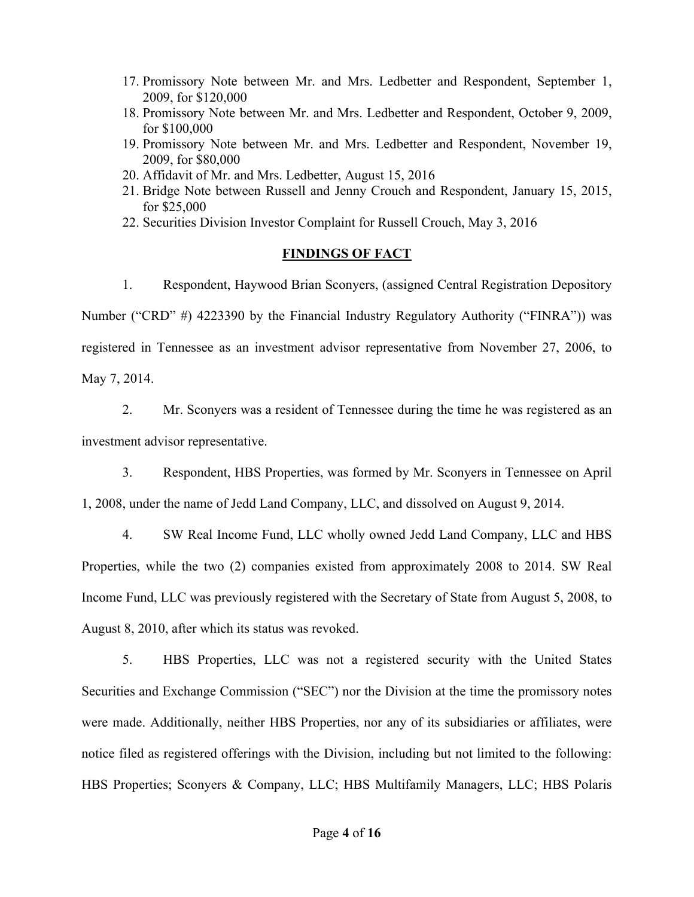17. Promissory Note between Mr. and Mrs. Ledbetter and Respondent, September 1, 2009, for $120,000
18. Promissory Note between Mr. and Mrs. Ledbetter and Respondent, October 9, 2009, for $100,000
19. Promissory Note between Mr. and Mrs. Ledbetter and Respondent, November 19, 2009, for $80,000
20. Affidavit of Mr. and Mrs. Ledbetter, August 15, 2016
21. Bridge Note between Russell and Jenny Crouch and Respondent, January 15, 2015, for $25,000
22. Securities Division Investor Complaint for Russell Crouch, May 3, 2016

## FINDINGS OF FACT

1. Respondent, Haywood Brian Sconyers, (assigned Central Registration Depository Number ("CRD" #) 4223390 by the Financial Industry Regulatory Authority ("FINRA")) was registered in Tennessee as an investment advisor representative from November 27, 2006, to May 7, 2014.

2. Mr. Sconyers was a resident of Tennessee during the time he was registered as an investment advisor representative.

3. Respondent, HBS Properties, was formed by Mr. Sconyers in Tennessee on April 1, 2008, under the name of Jedd Land Company, LLC, and dissolved on August 9, 2014.

4. SW Real Income Fund, LLC wholly owned Jedd Land Company, LLC and HBS Properties, while the two (2) companies existed from approximately 2008 to 2014. SW Real Income Fund, LLC was previously registered with the Secretary of State from August 5, 2008, to August 8, 2010, after which its status was revoked.

5. HBS Properties, LLC was not a registered security with the United States Securities and Exchange Commission ("SEC") nor the Division at the time the promissory notes were made. Additionally, neither HBS Properties, nor any of its subsidiaries or affiliates, were notice filed as registered offerings with the Division, including but not limited to the following: HBS Properties; Sconyers & Company, LLC; HBS Multifamily Managers, LLC; HBS Polaris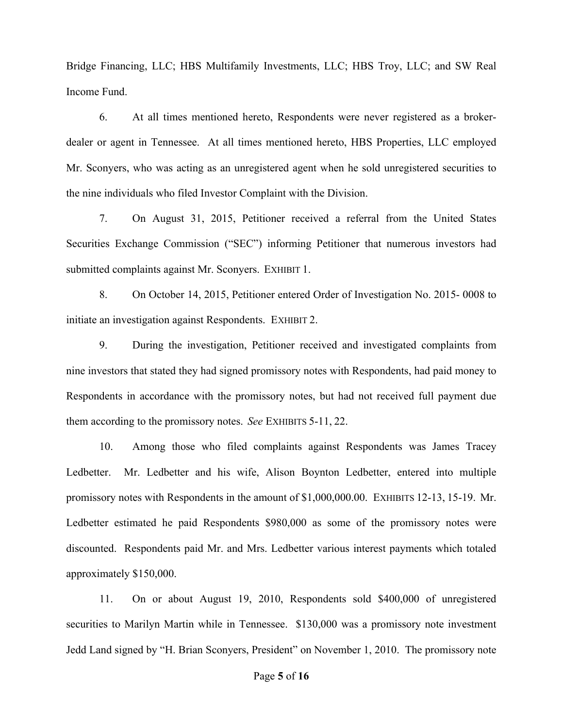Bridge Financing, LLC; HBS Multifamily Investments, LLC; HBS Troy, LLC; and SW Real Income Fund.

6. At all times mentioned hereto, Respondents were never registered as a broker-dealer or agent in Tennessee. At all times mentioned hereto, HBS Properties, LLC employed Mr. Sconyers, who was acting as an unregistered agent when he sold unregistered securities to the nine individuals who filed Investor Complaint with the Division.

7. On August 31, 2015, Petitioner received a referral from the United States Securities Exchange Commission ("SEC") informing Petitioner that numerous investors had submitted complaints against Mr. Sconyers. EXHIBIT 1.

8. On October 14, 2015, Petitioner entered Order of Investigation No. 2015- 0008 to initiate an investigation against Respondents. EXHIBIT 2.

9. During the investigation, Petitioner received and investigated complaints from nine investors that stated they had signed promissory notes with Respondents, had paid money to Respondents in accordance with the promissory notes, but had not received full payment due them according to the promissory notes. *See* EXHIBITS 5-11, 22.

10. Among those who filed complaints against Respondents was James Tracey Ledbetter. Mr. Ledbetter and his wife, Alison Boynton Ledbetter, entered into multiple promissory notes with Respondents in the amount of $1,000,000.00. EXHIBITS 12-13, 15-19. Mr. Ledbetter estimated he paid Respondents $980,000 as some of the promissory notes were discounted. Respondents paid Mr. and Mrs. Ledbetter various interest payments which totaled approximately $150,000.

11. On or about August 19, 2010, Respondents sold $400,000 of unregistered securities to Marilyn Martin while in Tennessee. $130,000 was a promissory note investment Jedd Land signed by "H. Brian Sconyers, President" on November 1, 2010. The promissory note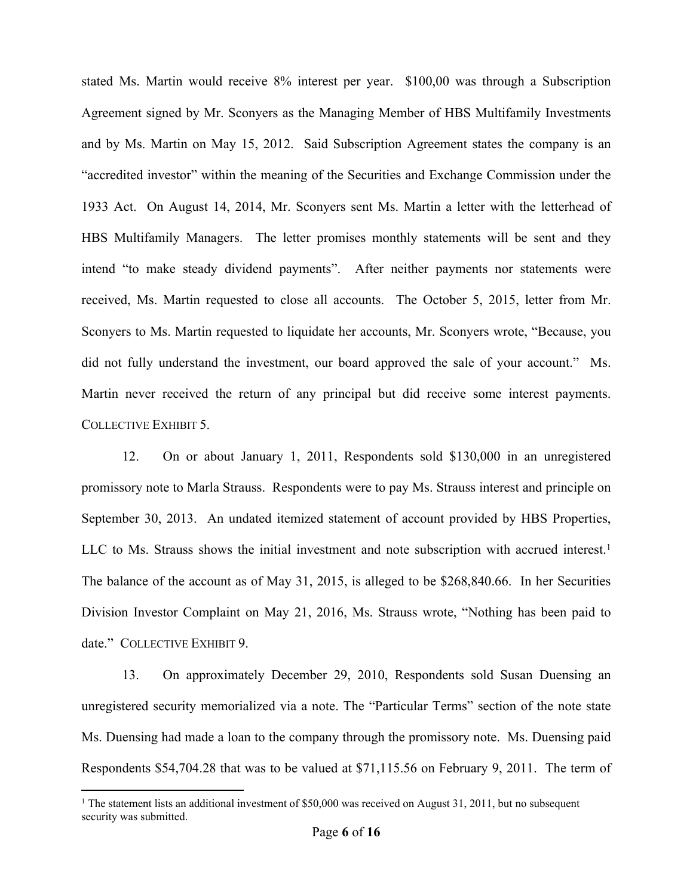stated Ms. Martin would receive 8% interest per year. $100,00 was through a Subscription Agreement signed by Mr. Sconyers as the Managing Member of HBS Multifamily Investments and by Ms. Martin on May 15, 2012. Said Subscription Agreement states the company is an "accredited investor" within the meaning of the Securities and Exchange Commission under the 1933 Act. On August 14, 2014, Mr. Sconyers sent Ms. Martin a letter with the letterhead of HBS Multifamily Managers. The letter promises monthly statements will be sent and they intend "to make steady dividend payments". After neither payments nor statements were received, Ms. Martin requested to close all accounts. The October 5, 2015, letter from Mr. Sconyers to Ms. Martin requested to liquidate her accounts, Mr. Sconyers wrote, "Because, you did not fully understand the investment, our board approved the sale of your account." Ms. Martin never received the return of any principal but did receive some interest payments. COLLECTIVE EXHIBIT 5.

12. On or about January 1, 2011, Respondents sold $130,000 in an unregistered promissory note to Marla Strauss. Respondents were to pay Ms. Strauss interest and principle on September 30, 2013. An undated itemized statement of account provided by HBS Properties, LLC to Ms. Strauss shows the initial investment and note subscription with accrued interest.[1] The balance of the account as of May 31, 2015, is alleged to be $268,840.66. In her Securities Division Investor Complaint on May 21, 2016, Ms. Strauss wrote, "Nothing has been paid to date." COLLECTIVE EXHIBIT 9.

13. On approximately December 29, 2010, Respondents sold Susan Duensing an unregistered security memorialized via a note. The "Particular Terms" section of the note state Ms. Duensing had made a loan to the company through the promissory note. Ms. Duensing paid Respondents $54,704.28 that was to be valued at $71,115.56 on February 9, 2011. The term of

[1] The statement lists an additional investment of $50,000 was received on August 31, 2011, but no subsequent security was submitted.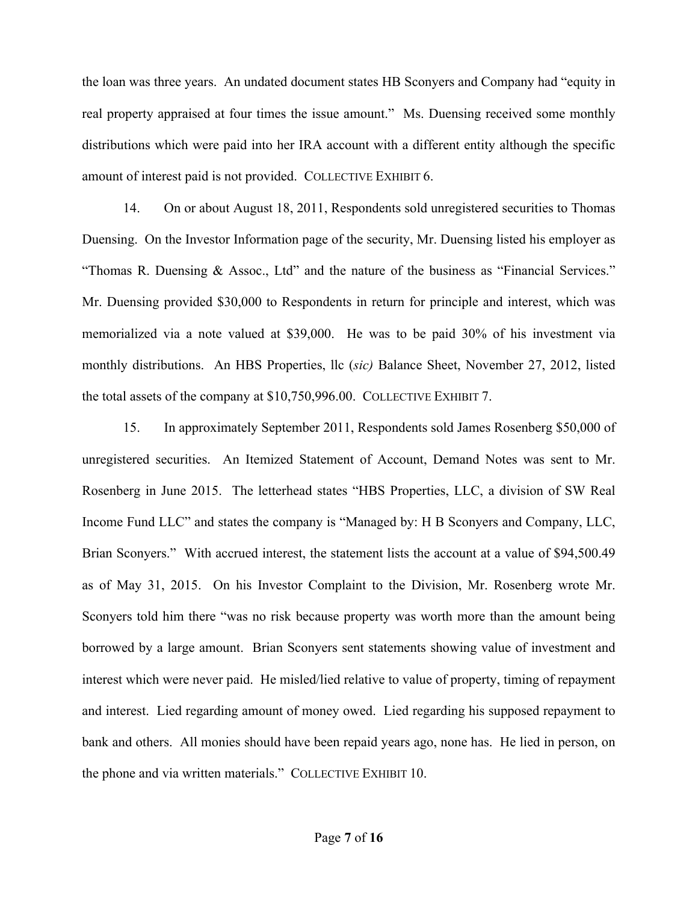the loan was three years. An undated document states HB Sconyers and Company had "equity in real property appraised at four times the issue amount." Ms. Duensing received some monthly distributions which were paid into her IRA account with a different entity although the specific amount of interest paid is not provided. COLLECTIVE EXHIBIT 6.

14. On or about August 18, 2011, Respondents sold unregistered securities to Thomas Duensing. On the Investor Information page of the security, Mr. Duensing listed his employer as "Thomas R. Duensing & Assoc., Ltd" and the nature of the business as "Financial Services." Mr. Duensing provided $30,000 to Respondents in return for principle and interest, which was memorialized via a note valued at $39,000. He was to be paid 30% of his investment via monthly distributions. An HBS Properties, llc (*sic)* Balance Sheet, November 27, 2012, listed the total assets of the company at $10,750,996.00. COLLECTIVE EXHIBIT 7.

15. In approximately September 2011, Respondents sold James Rosenberg $50,000 of unregistered securities. An Itemized Statement of Account, Demand Notes was sent to Mr. Rosenberg in June 2015. The letterhead states "HBS Properties, LLC, a division of SW Real Income Fund LLC" and states the company is "Managed by: H B Sconyers and Company, LLC, Brian Sconyers." With accrued interest, the statement lists the account at a value of $94,500.49 as of May 31, 2015. On his Investor Complaint to the Division, Mr. Rosenberg wrote Mr. Sconyers told him there "was no risk because property was worth more than the amount being borrowed by a large amount. Brian Sconyers sent statements showing value of investment and interest which were never paid. He misled/lied relative to value of property, timing of repayment and interest. Lied regarding amount of money owed. Lied regarding his supposed repayment to bank and others. All monies should have been repaid years ago, none has. He lied in person, on the phone and via written materials." COLLECTIVE EXHIBIT 10.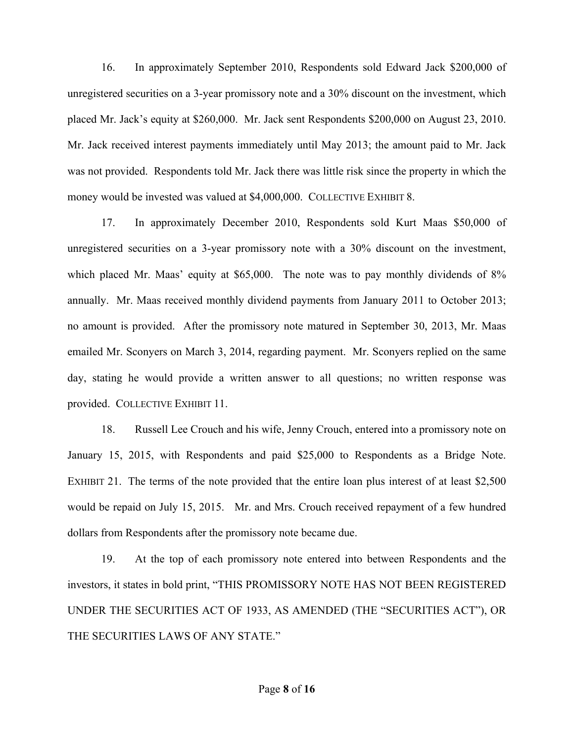16. In approximately September 2010, Respondents sold Edward Jack $200,000 of unregistered securities on a 3-year promissory note and a 30% discount on the investment, which placed Mr. Jack's equity at $260,000. Mr. Jack sent Respondents $200,000 on August 23, 2010. Mr. Jack received interest payments immediately until May 2013; the amount paid to Mr. Jack was not provided. Respondents told Mr. Jack there was little risk since the property in which the money would be invested was valued at $4,000,000. COLLECTIVE EXHIBIT 8.

17. In approximately December 2010, Respondents sold Kurt Maas $50,000 of unregistered securities on a 3-year promissory note with a 30% discount on the investment, which placed Mr. Maas' equity at $65,000. The note was to pay monthly dividends of 8% annually. Mr. Maas received monthly dividend payments from January 2011 to October 2013; no amount is provided. After the promissory note matured in September 30, 2013, Mr. Maas emailed Mr. Sconyers on March 3, 2014, regarding payment. Mr. Sconyers replied on the same day, stating he would provide a written answer to all questions; no written response was provided. COLLECTIVE EXHIBIT 11.

18. Russell Lee Crouch and his wife, Jenny Crouch, entered into a promissory note on January 15, 2015, with Respondents and paid $25,000 to Respondents as a Bridge Note. EXHIBIT 21. The terms of the note provided that the entire loan plus interest of at least $2,500 would be repaid on July 15, 2015. Mr. and Mrs. Crouch received repayment of a few hundred dollars from Respondents after the promissory note became due.

19. At the top of each promissory note entered into between Respondents and the investors, it states in bold print, "THIS PROMISSORY NOTE HAS NOT BEEN REGISTERED UNDER THE SECURITIES ACT OF 1933, AS AMENDED (THE "SECURITIES ACT"), OR THE SECURITIES LAWS OF ANY STATE."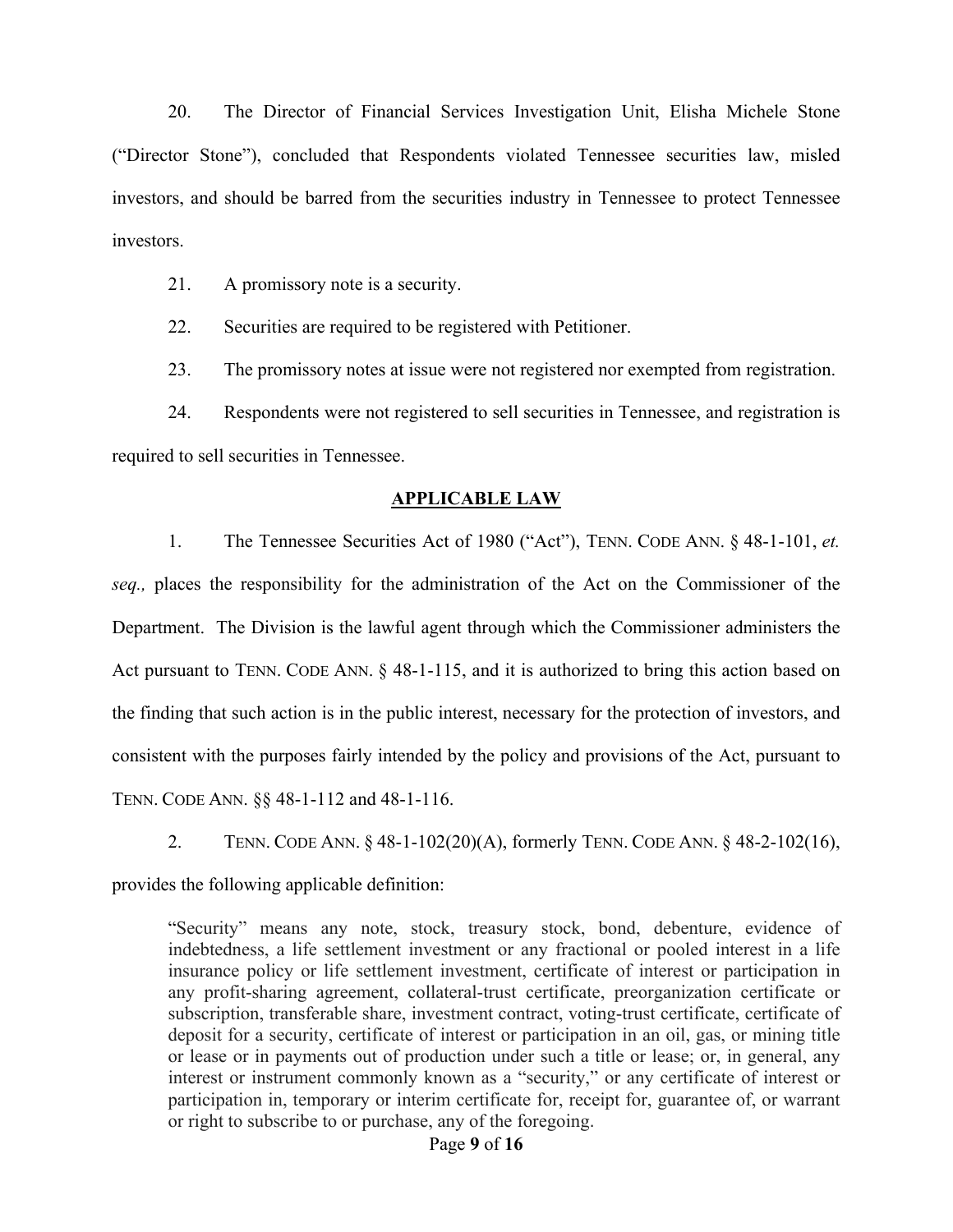20. The Director of Financial Services Investigation Unit, Elisha Michele Stone ("Director Stone"), concluded that Respondents violated Tennessee securities law, misled investors, and should be barred from the securities industry in Tennessee to protect Tennessee investors.

21. A promissory note is a security.

22. Securities are required to be registered with Petitioner.

23. The promissory notes at issue were not registered nor exempted from registration.

24. Respondents were not registered to sell securities in Tennessee, and registration is required to sell securities in Tennessee.

## APPLICABLE LAW

1. The Tennessee Securities Act of 1980 ("Act"), TENN. CODE ANN. § 48-1-101, *et. seq.,* places the responsibility for the administration of the Act on the Commissioner of the Department. The Division is the lawful agent through which the Commissioner administers the Act pursuant to TENN. CODE ANN. § 48-1-115, and it is authorized to bring this action based on the finding that such action is in the public interest, necessary for the protection of investors, and consistent with the purposes fairly intended by the policy and provisions of the Act, pursuant to TENN. CODE ANN. §§ 48-1-112 and 48-1-116.

2. TENN. CODE ANN. § 48-1-102(20)(A), formerly TENN. CODE ANN. § 48-2-102(16), provides the following applicable definition:

> "Security" means any note, stock, treasury stock, bond, debenture, evidence of indebtedness, a life settlement investment or any fractional or pooled interest in a life insurance policy or life settlement investment, certificate of interest or participation in any profit-sharing agreement, collateral-trust certificate, preorganization certificate or subscription, transferable share, investment contract, voting-trust certificate, certificate of deposit for a security, certificate of interest or participation in an oil, gas, or mining title or lease or in payments out of production under such a title or lease; or, in general, any interest or instrument commonly known as a "security," or any certificate of interest or participation in, temporary or interim certificate for, receipt for, guarantee of, or warrant or right to subscribe to or purchase, any of the foregoing.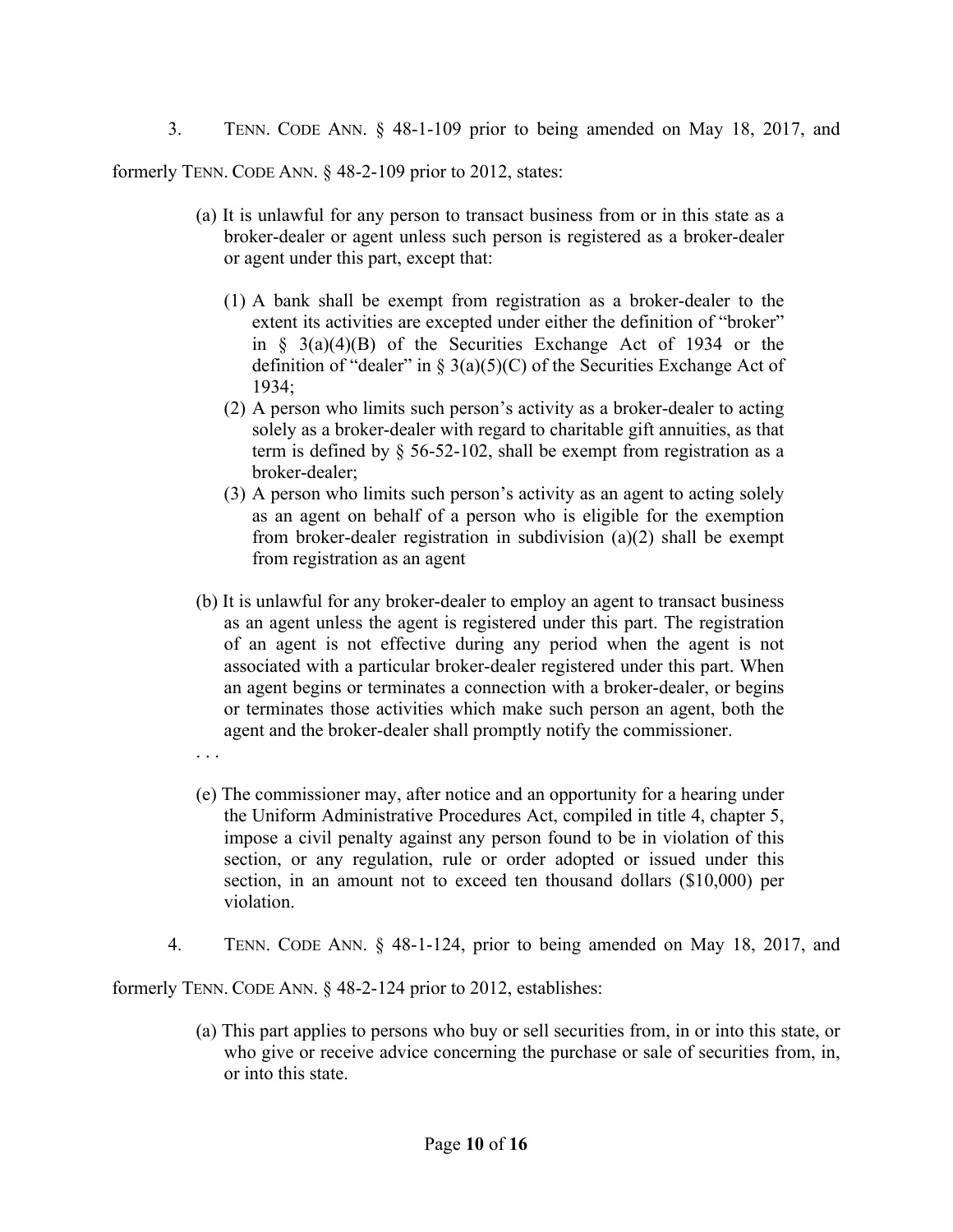3. TENN. CODE ANN. § 48-1-109 prior to being amended on May 18, 2017, and formerly TENN. CODE ANN. § 48-2-109 prior to 2012, states:

> (a) It is unlawful for any person to transact business from or in this state as a broker-dealer or agent unless such person is registered as a broker-dealer or agent under this part, except that:
>
> (1) A bank shall be exempt from registration as a broker-dealer to the extent its activities are excepted under either the definition of "broker" in § 3(a)(4)(B) of the Securities Exchange Act of 1934 or the definition of "dealer" in § 3(a)(5)(C) of the Securities Exchange Act of 1934;
> (2) A person who limits such person's activity as a broker-dealer to acting solely as a broker-dealer with regard to charitable gift annuities, as that term is defined by § 56-52-102, shall be exempt from registration as a broker-dealer;
> (3) A person who limits such person's activity as an agent to acting solely as an agent on behalf of a person who is eligible for the exemption from broker-dealer registration in subdivision (a)(2) shall be exempt from registration as an agent
>
> (b) It is unlawful for any broker-dealer to employ an agent to transact business as an agent unless the agent is registered under this part. The registration of an agent is not effective during any period when the agent is not associated with a particular broker-dealer registered under this part. When an agent begins or terminates a connection with a broker-dealer, or begins or terminates those activities which make such person an agent, both the agent and the broker-dealer shall promptly notify the commissioner.
>
> . . .
>
> (e) The commissioner may, after notice and an opportunity for a hearing under the Uniform Administrative Procedures Act, compiled in title 4, chapter 5, impose a civil penalty against any person found to be in violation of this section, or any regulation, rule or order adopted or issued under this section, in an amount not to exceed ten thousand dollars ($10,000) per violation.

4. TENN. CODE ANN. § 48-1-124, prior to being amended on May 18, 2017, and formerly TENN. CODE ANN. § 48-2-124 prior to 2012, establishes:

> (a) This part applies to persons who buy or sell securities from, in or into this state, or who give or receive advice concerning the purchase or sale of securities from, in, or into this state.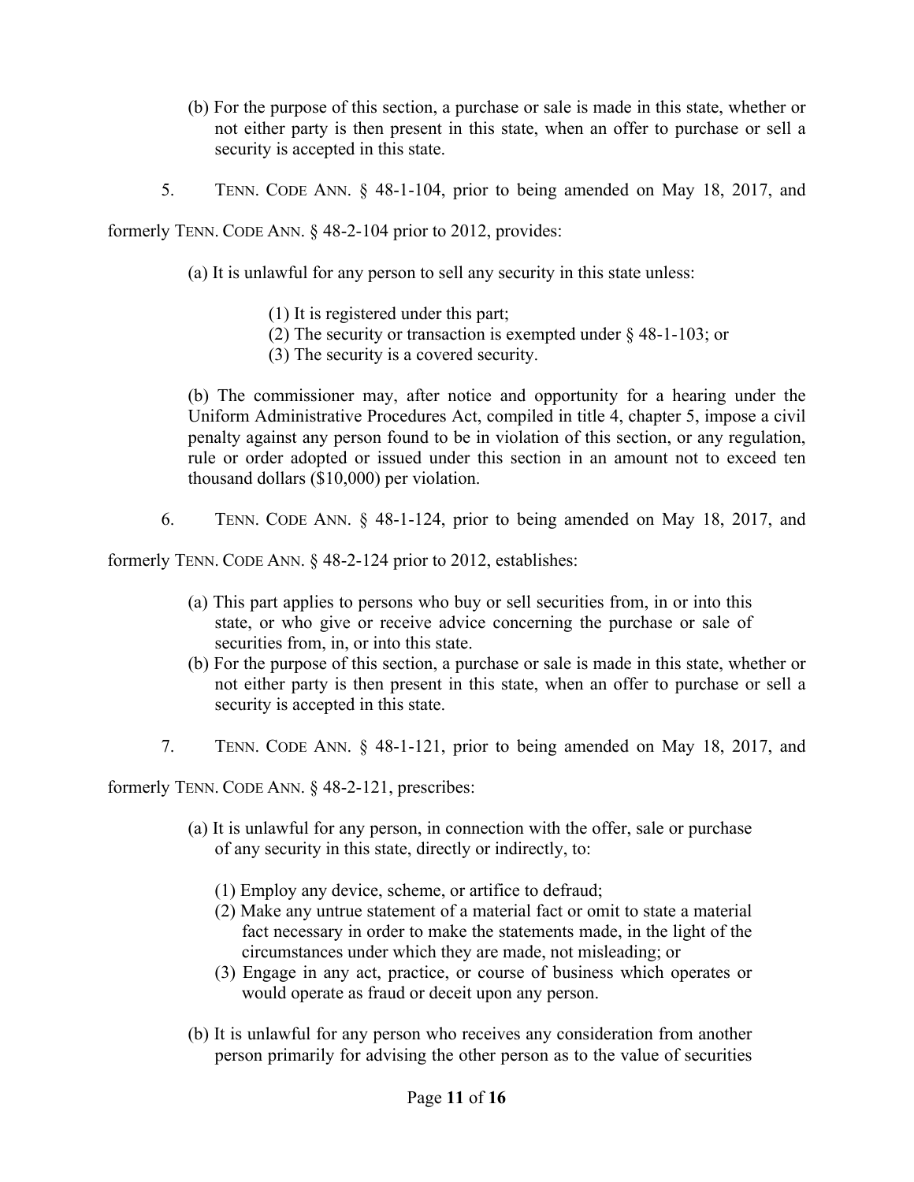(b) For the purpose of this section, a purchase or sale is made in this state, whether or not either party is then present in this state, when an offer to purchase or sell a security is accepted in this state.

5. TENN. CODE ANN. § 48-1-104, prior to being amended on May 18, 2017, and formerly TENN. CODE ANN. § 48-2-104 prior to 2012, provides:

(a) It is unlawful for any person to sell any security in this state unless:

(1) It is registered under this part;
(2) The security or transaction is exempted under § 48-1-103; or
(3) The security is a covered security.

(b) The commissioner may, after notice and opportunity for a hearing under the Uniform Administrative Procedures Act, compiled in title 4, chapter 5, impose a civil penalty against any person found to be in violation of this section, or any regulation, rule or order adopted or issued under this section in an amount not to exceed ten thousand dollars ($10,000) per violation.

6. TENN. CODE ANN. § 48-1-124, prior to being amended on May 18, 2017, and formerly TENN. CODE ANN. § 48-2-124 prior to 2012, establishes:

(a) This part applies to persons who buy or sell securities from, in or into this state, or who give or receive advice concerning the purchase or sale of securities from, in, or into this state.
(b) For the purpose of this section, a purchase or sale is made in this state, whether or not either party is then present in this state, when an offer to purchase or sell a security is accepted in this state.

7. TENN. CODE ANN. § 48-1-121, prior to being amended on May 18, 2017, and formerly TENN. CODE ANN. § 48-2-121, prescribes:

(a) It is unlawful for any person, in connection with the offer, sale or purchase of any security in this state, directly or indirectly, to:

(1) Employ any device, scheme, or artifice to defraud;
(2) Make any untrue statement of a material fact or omit to state a material fact necessary in order to make the statements made, in the light of the circumstances under which they are made, not misleading; or
(3) Engage in any act, practice, or course of business which operates or would operate as fraud or deceit upon any person.

(b) It is unlawful for any person who receives any consideration from another person primarily for advising the other person as to the value of securities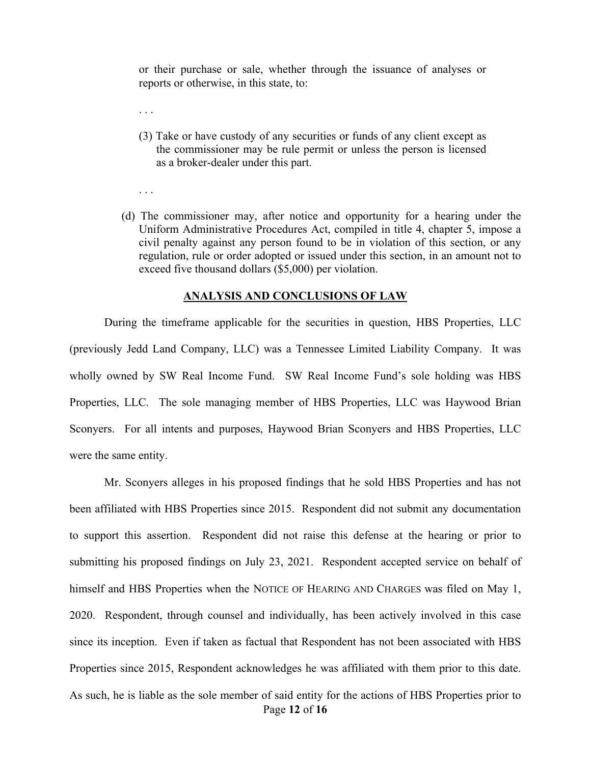or their purchase or sale, whether through the issuance of analyses or reports or otherwise, in this state, to:

. . .

(3) Take or have custody of any securities or funds of any client except as the commissioner may be rule permit or unless the person is licensed as a broker-dealer under this part.

. . .

(d) The commissioner may, after notice and opportunity for a hearing under the Uniform Administrative Procedures Act, compiled in title 4, chapter 5, impose a civil penalty against any person found to be in violation of this section, or any regulation, rule or order adopted or issued under this section, in an amount not to exceed five thousand dollars ($5,000) per violation.

## ANALYSIS AND CONCLUSIONS OF LAW

During the timeframe applicable for the securities in question, HBS Properties, LLC (previously Jedd Land Company, LLC) was a Tennessee Limited Liability Company. It was wholly owned by SW Real Income Fund. SW Real Income Fund's sole holding was HBS Properties, LLC. The sole managing member of HBS Properties, LLC was Haywood Brian Sconyers. For all intents and purposes, Haywood Brian Sconyers and HBS Properties, LLC were the same entity.

Mr. Sconyers alleges in his proposed findings that he sold HBS Properties and has not been affiliated with HBS Properties since 2015. Respondent did not submit any documentation to support this assertion. Respondent did not raise this defense at the hearing or prior to submitting his proposed findings on July 23, 2021. Respondent accepted service on behalf of himself and HBS Properties when the NOTICE OF HEARING AND CHARGES was filed on May 1, 2020. Respondent, through counsel and individually, has been actively involved in this case since its inception. Even if taken as factual that Respondent has not been associated with HBS Properties since 2015, Respondent acknowledges he was affiliated with them prior to this date. As such, he is liable as the sole member of said entity for the actions of HBS Properties prior to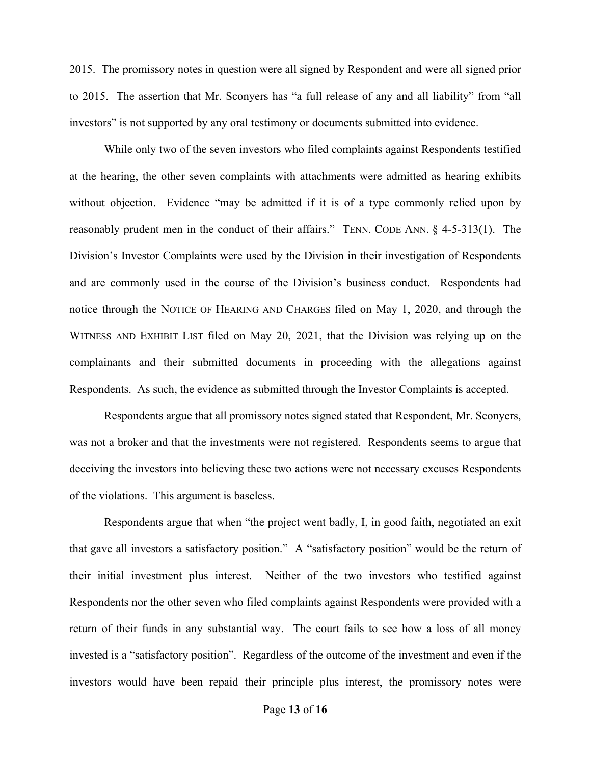2015. The promissory notes in question were all signed by Respondent and were all signed prior to 2015. The assertion that Mr. Sconyers has "a full release of any and all liability" from "all investors" is not supported by any oral testimony or documents submitted into evidence.

While only two of the seven investors who filed complaints against Respondents testified at the hearing, the other seven complaints with attachments were admitted as hearing exhibits without objection. Evidence "may be admitted if it is of a type commonly relied upon by reasonably prudent men in the conduct of their affairs." TENN. CODE ANN. § 4-5-313(1). The Division's Investor Complaints were used by the Division in their investigation of Respondents and are commonly used in the course of the Division's business conduct. Respondents had notice through the NOTICE OF HEARING AND CHARGES filed on May 1, 2020, and through the WITNESS AND EXHIBIT LIST filed on May 20, 2021, that the Division was relying up on the complainants and their submitted documents in proceeding with the allegations against Respondents. As such, the evidence as submitted through the Investor Complaints is accepted.

Respondents argue that all promissory notes signed stated that Respondent, Mr. Sconyers, was not a broker and that the investments were not registered. Respondents seems to argue that deceiving the investors into believing these two actions were not necessary excuses Respondents of the violations. This argument is baseless.

Respondents argue that when "the project went badly, I, in good faith, negotiated an exit that gave all investors a satisfactory position." A "satisfactory position" would be the return of their initial investment plus interest. Neither of the two investors who testified against Respondents nor the other seven who filed complaints against Respondents were provided with a return of their funds in any substantial way. The court fails to see how a loss of all money invested is a "satisfactory position". Regardless of the outcome of the investment and even if the investors would have been repaid their principle plus interest, the promissory notes were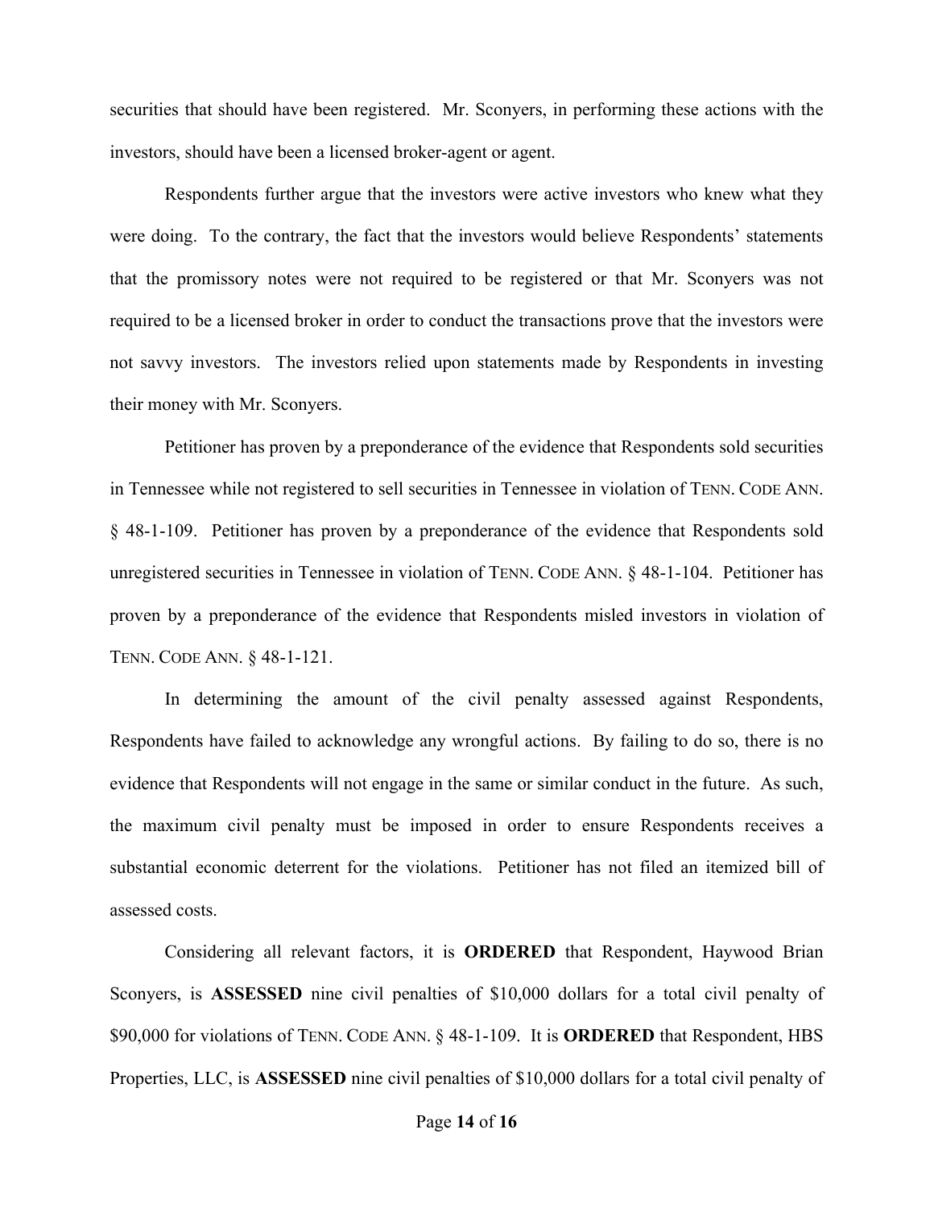securities that should have been registered. Mr. Sconyers, in performing these actions with the investors, should have been a licensed broker-agent or agent.

Respondents further argue that the investors were active investors who knew what they were doing. To the contrary, the fact that the investors would believe Respondents' statements that the promissory notes were not required to be registered or that Mr. Sconyers was not required to be a licensed broker in order to conduct the transactions prove that the investors were not savvy investors. The investors relied upon statements made by Respondents in investing their money with Mr. Sconyers.

Petitioner has proven by a preponderance of the evidence that Respondents sold securities in Tennessee while not registered to sell securities in Tennessee in violation of TENN. CODE ANN. § 48-1-109. Petitioner has proven by a preponderance of the evidence that Respondents sold unregistered securities in Tennessee in violation of TENN. CODE ANN. § 48-1-104. Petitioner has proven by a preponderance of the evidence that Respondents misled investors in violation of TENN. CODE ANN. § 48-1-121.

In determining the amount of the civil penalty assessed against Respondents, Respondents have failed to acknowledge any wrongful actions. By failing to do so, there is no evidence that Respondents will not engage in the same or similar conduct in the future. As such, the maximum civil penalty must be imposed in order to ensure Respondents receives a substantial economic deterrent for the violations. Petitioner has not filed an itemized bill of assessed costs.

Considering all relevant factors, it is **ORDERED** that Respondent, Haywood Brian Sconyers, is **ASSESSED** nine civil penalties of $10,000 dollars for a total civil penalty of $90,000 for violations of TENN. CODE ANN. § 48-1-109. It is **ORDERED** that Respondent, HBS Properties, LLC, is **ASSESSED** nine civil penalties of $10,000 dollars for a total civil penalty of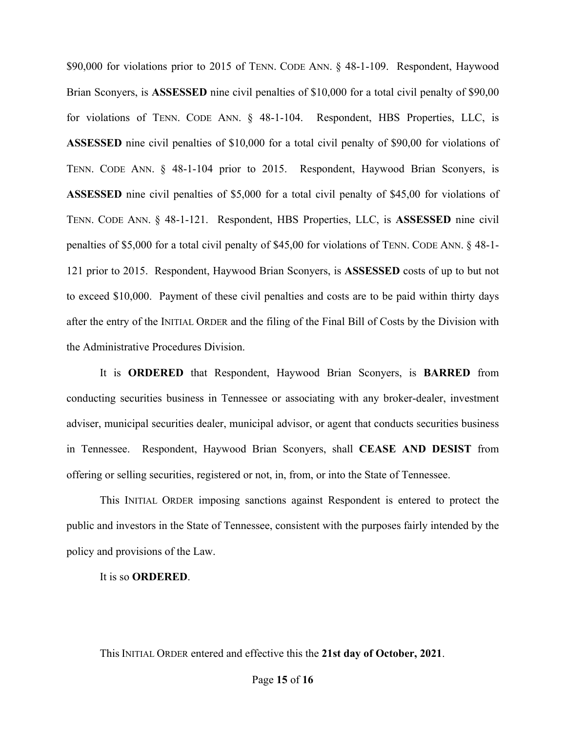$90,000 for violations prior to 2015 of TENN. CODE ANN. § 48-1-109. Respondent, Haywood Brian Sconyers, is **ASSESSED** nine civil penalties of $10,000 for a total civil penalty of $90,00 for violations of TENN. CODE ANN. § 48-1-104. Respondent, HBS Properties, LLC, is **ASSESSED** nine civil penalties of $10,000 for a total civil penalty of $90,00 for violations of TENN. CODE ANN. § 48-1-104 prior to 2015. Respondent, Haywood Brian Sconyers, is **ASSESSED** nine civil penalties of $5,000 for a total civil penalty of $45,00 for violations of TENN. CODE ANN. § 48-1-121. Respondent, HBS Properties, LLC, is **ASSESSED** nine civil penalties of $5,000 for a total civil penalty of $45,00 for violations of TENN. CODE ANN. § 48-1-121 prior to 2015. Respondent, Haywood Brian Sconyers, is **ASSESSED** costs of up to but not to exceed $10,000. Payment of these civil penalties and costs are to be paid within thirty days after the entry of the INITIAL ORDER and the filing of the Final Bill of Costs by the Division with the Administrative Procedures Division.

It is **ORDERED** that Respondent, Haywood Brian Sconyers, is **BARRED** from conducting securities business in Tennessee or associating with any broker-dealer, investment adviser, municipal securities dealer, municipal advisor, or agent that conducts securities business in Tennessee. Respondent, Haywood Brian Sconyers, shall **CEASE AND DESIST** from offering or selling securities, registered or not, in, from, or into the State of Tennessee.

This INITIAL ORDER imposing sanctions against Respondent is entered to protect the public and investors in the State of Tennessee, consistent with the purposes fairly intended by the policy and provisions of the Law.

It is so **ORDERED**.

This INITIAL ORDER entered and effective this the **21st day of October, 2021**.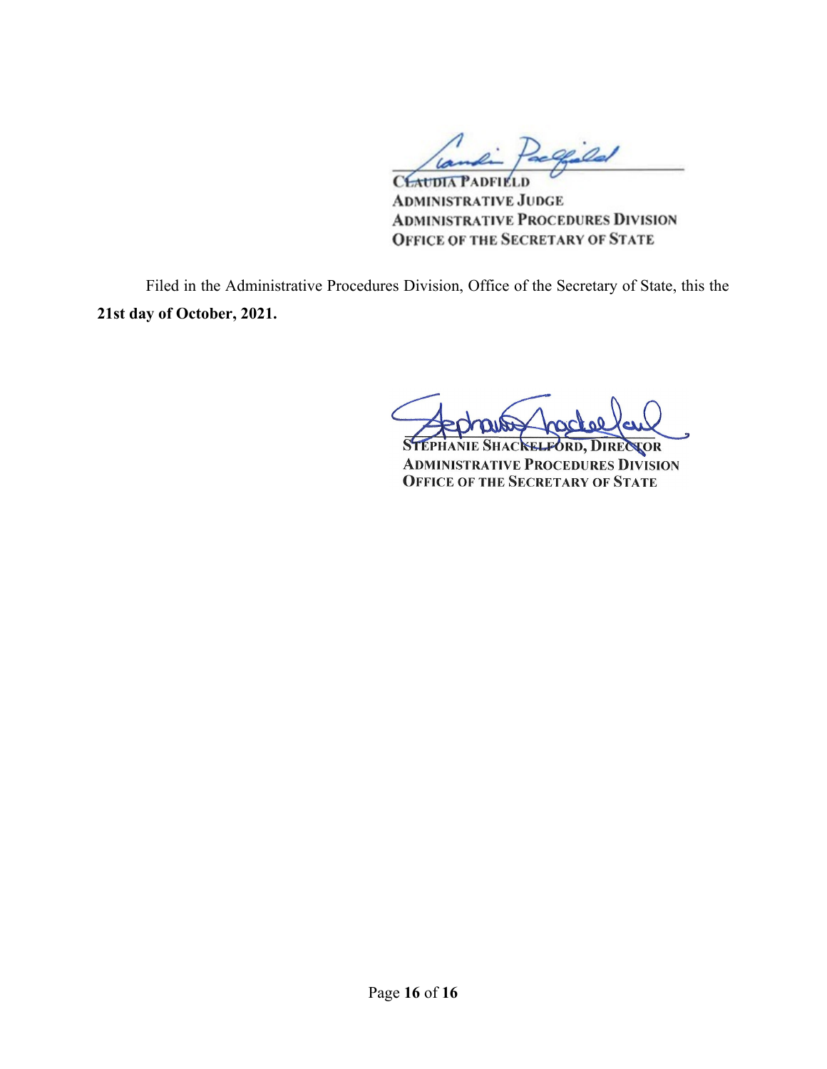CLAUDIA PADFIELD
ADMINISTRATIVE JUDGE
ADMINISTRATIVE PROCEDURES DIVISION
OFFICE OF THE SECRETARY OF STATE

Filed in the Administrative Procedures Division, Office of the Secretary of State, this the **21st day of October, 2021.**

STEPHANIE SHACKELFORD, DIRECTOR
ADMINISTRATIVE PROCEDURES DIVISION
OFFICE OF THE SECRETARY OF STATE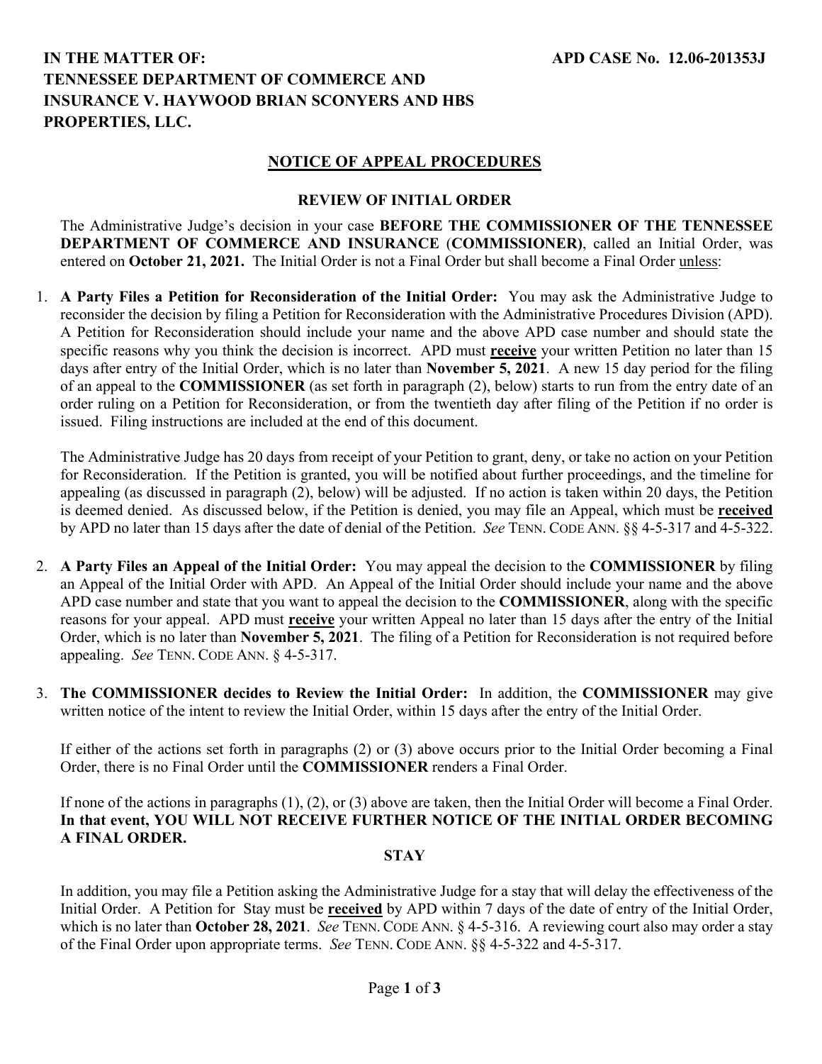**IN THE MATTER OF:**
**TENNESSEE DEPARTMENT OF COMMERCE AND INSURANCE V. HAYWOOD BRIAN SCONYERS AND HBS PROPERTIES, LLC.**

**APD CASE No. 12.06-201353J**

## NOTICE OF APPEAL PROCEDURES

### REVIEW OF INITIAL ORDER

The Administrative Judge's decision in your case **BEFORE THE COMMISSIONER OF THE TENNESSEE DEPARTMENT OF COMMERCE AND INSURANCE** (**COMMISSIONER)**, called an Initial Order, was entered on **October 21, 2021.** The Initial Order is not a Final Order but shall become a Final Order unless:

1. **A Party Files a Petition for Reconsideration of the Initial Order:** You may ask the Administrative Judge to reconsider the decision by filing a Petition for Reconsideration with the Administrative Procedures Division (APD). A Petition for Reconsideration should include your name and the above APD case number and should state the specific reasons why you think the decision is incorrect. APD must **receive** your written Petition no later than 15 days after entry of the Initial Order, which is no later than **November 5, 2021**. A new 15 day period for the filing of an appeal to the **COMMISSIONER** (as set forth in paragraph (2), below) starts to run from the entry date of an order ruling on a Petition for Reconsideration, or from the twentieth day after filing of the Petition if no order is issued. Filing instructions are included at the end of this document.

   The Administrative Judge has 20 days from receipt of your Petition to grant, deny, or take no action on your Petition for Reconsideration. If the Petition is granted, you will be notified about further proceedings, and the timeline for appealing (as discussed in paragraph (2), below) will be adjusted. If no action is taken within 20 days, the Petition is deemed denied. As discussed below, if the Petition is denied, you may file an Appeal, which must be **received** by APD no later than 15 days after the date of denial of the Petition. *See* TENN. CODE ANN. §§ 4-5-317 and 4-5-322.

2. **A Party Files an Appeal of the Initial Order:** You may appeal the decision to the **COMMISSIONER** by filing an Appeal of the Initial Order with APD. An Appeal of the Initial Order should include your name and the above APD case number and state that you want to appeal the decision to the **COMMISSIONER**, along with the specific reasons for your appeal. APD must **receive** your written Appeal no later than 15 days after the entry of the Initial Order, which is no later than **November 5, 2021**. The filing of a Petition for Reconsideration is not required before appealing. *See* TENN. CODE ANN. § 4-5-317.

3. **The COMMISSIONER decides to Review the Initial Order:** In addition, the **COMMISSIONER** may give written notice of the intent to review the Initial Order, within 15 days after the entry of the Initial Order.

   If either of the actions set forth in paragraphs (2) or (3) above occurs prior to the Initial Order becoming a Final Order, there is no Final Order until the **COMMISSIONER** renders a Final Order.

   If none of the actions in paragraphs (1), (2), or (3) above are taken, then the Initial Order will become a Final Order. **In that event, YOU WILL NOT RECEIVE FURTHER NOTICE OF THE INITIAL ORDER BECOMING A FINAL ORDER.**

### STAY

In addition, you may file a Petition asking the Administrative Judge for a stay that will delay the effectiveness of the Initial Order. A Petition for Stay must be **received** by APD within 7 days of the date of entry of the Initial Order, which is no later than **October 28, 2021**. *See* TENN. CODE ANN. § 4-5-316. A reviewing court also may order a stay of the Final Order upon appropriate terms. *See* TENN. CODE ANN. §§ 4-5-322 and 4-5-317.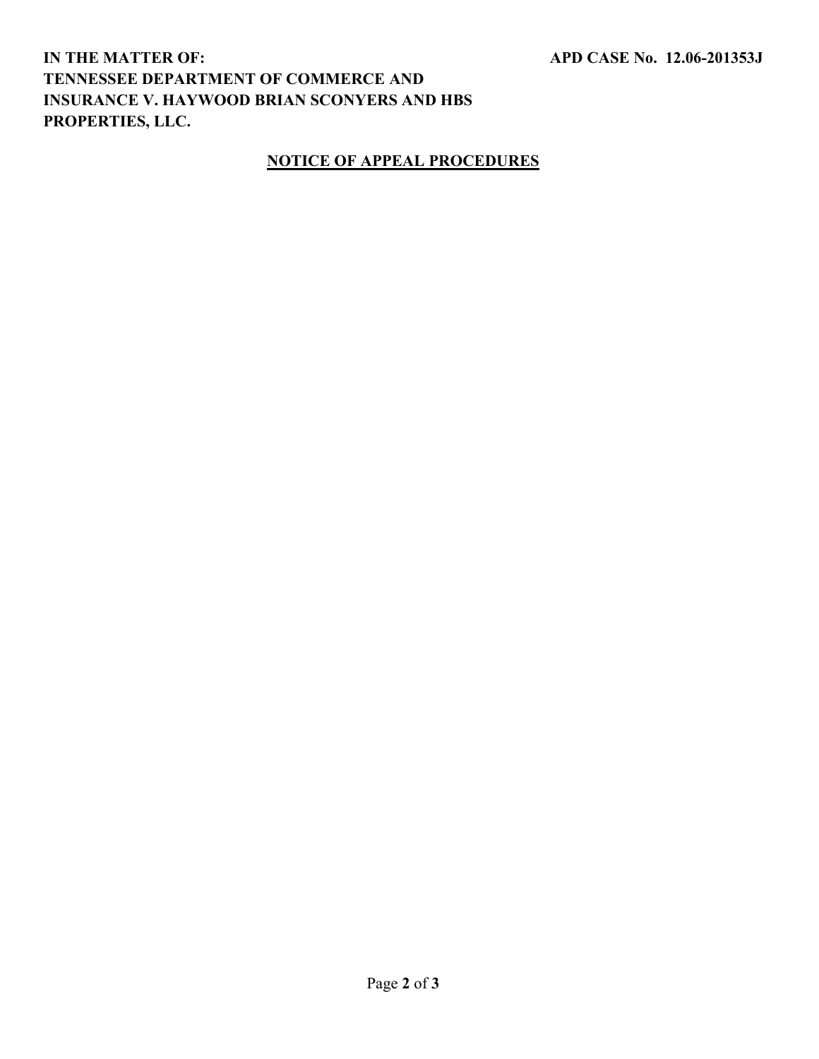**IN THE MATTER OF:**
**TENNESSEE DEPARTMENT OF COMMERCE AND INSURANCE V. HAYWOOD BRIAN SCONYERS AND HBS PROPERTIES, LLC.**

**APD CASE No. 12.06-201353J**

## NOTICE OF APPEAL PROCEDURES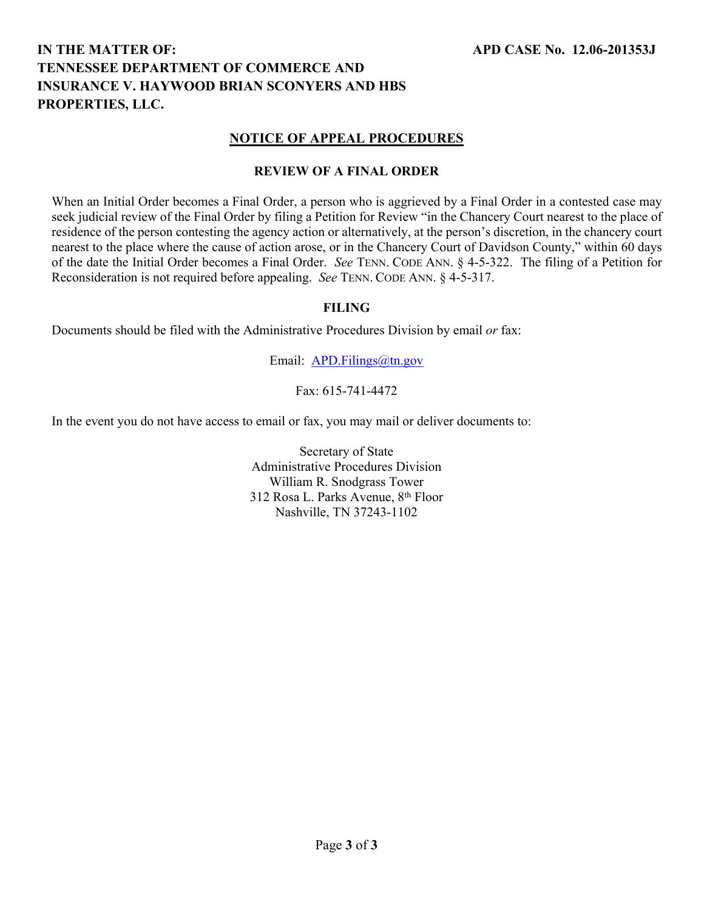**IN THE MATTER OF:**
**TENNESSEE DEPARTMENT OF COMMERCE AND INSURANCE V. HAYWOOD BRIAN SCONYERS AND HBS PROPERTIES, LLC.**

**APD CASE No. 12.06-201353J**

## NOTICE OF APPEAL PROCEDURES

### REVIEW OF A FINAL ORDER

When an Initial Order becomes a Final Order, a person who is aggrieved by a Final Order in a contested case may seek judicial review of the Final Order by filing a Petition for Review "in the Chancery Court nearest to the place of residence of the person contesting the agency action or alternatively, at the person's discretion, in the chancery court nearest to the place where the cause of action arose, or in the Chancery Court of Davidson County," within 60 days of the date the Initial Order becomes a Final Order. *See* TENN. CODE ANN. § 4-5-322. The filing of a Petition for Reconsideration is not required before appealing. *See* TENN. CODE ANN. § 4-5-317.

### FILING

Documents should be filed with the Administrative Procedures Division by email *or* fax:

Email: APD.Filings@tn.gov

Fax: 615-741-4472

In the event you do not have access to email or fax, you may mail or deliver documents to:

Secretary of State
Administrative Procedures Division
William R. Snodgrass Tower
312 Rosa L. Parks Avenue, 8th Floor
Nashville, TN 37243-1102